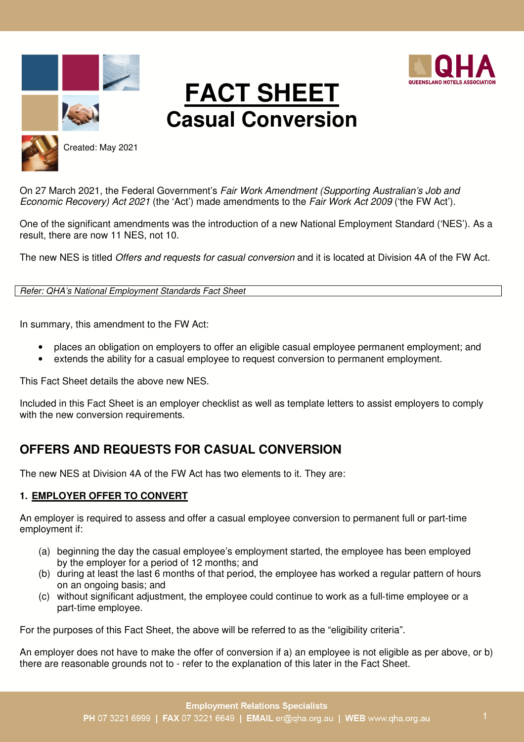# FACT SHEET
## Casual Conversion

Created: May 2021

On 27 March 2021, the Federal Government's *Fair Work Amendment (Supporting Australian's Job and Economic Recovery) Act 2021* (the 'Act') made amendments to the *Fair Work Act 2009* ('the FW Act').

One of the significant amendments was the introduction of a new National Employment Standard ('NES'). As a result, there are now 11 NES, not 10.

The new NES is titled *Offers and requests for casual conversion* and it is located at Division 4A of the FW Act.

*Refer: QHA's National Employment Standards Fact Sheet*

In summary, this amendment to the FW Act:

- places an obligation on employers to offer an eligible casual employee permanent employment; and
- extends the ability for a casual employee to request conversion to permanent employment.

This Fact Sheet details the above new NES.

Included in this Fact Sheet is an employer checklist as well as template letters to assist employers to comply with the new conversion requirements.

## OFFERS AND REQUESTS FOR CASUAL CONVERSION

The new NES at Division 4A of the FW Act has two elements to it. They are:

### 1. EMPLOYER OFFER TO CONVERT

An employer is required to assess and offer a casual employee conversion to permanent full or part-time employment if:

(a) beginning the day the casual employee's employment started, the employee has been employed by the employer for a period of 12 months; and
(b) during at least the last 6 months of that period, the employee has worked a regular pattern of hours on an ongoing basis; and
(c) without significant adjustment, the employee could continue to work as a full-time employee or a part-time employee.

For the purposes of this Fact Sheet, the above will be referred to as the "eligibility criteria".

An employer does not have to make the offer of conversion if a) an employee is not eligible as per above, or b) there are reasonable grounds not to - refer to the explanation of this later in the Fact Sheet.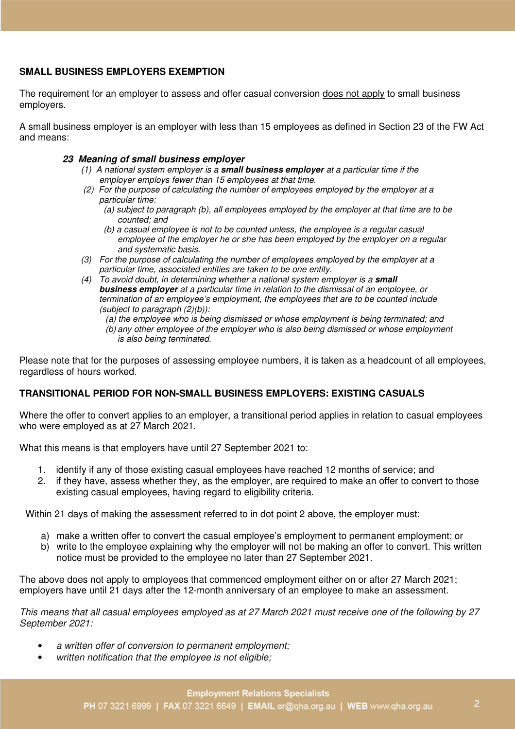**SMALL BUSINESS EMPLOYERS EXEMPTION**

The requirement for an employer to assess and offer casual conversion does not apply to small business employers.

A small business employer is an employer with less than 15 employees as defined in Section 23 of the FW Act and means:

> ***23 Meaning of small business employer***
>
> *(1) A national system employer is a **small business employer** at a particular time if the employer employs fewer than 15 employees at that time.*
>
> *(2) For the purpose of calculating the number of employees employed by the employer at a particular time:*
>
> > *(a) subject to paragraph (b), all employees employed by the employer at that time are to be counted; and*
> >
> > *(b) a casual employee is not to be counted unless, the employee is a regular casual employee of the employer he or she has been employed by the employer on a regular and systematic basis.*
>
> *(3) For the purpose of calculating the number of employees employed by the employer at a particular time, associated entities are taken to be one entity.*
>
> *(4) To avoid doubt, in determining whether a national system employer is a **small business employer** at a particular time in relation to the dismissal of an employee, or termination of an employee's employment, the employees that are to be counted include (subject to paragraph (2)(b)):*
>
> > *(a) the employee who is being dismissed or whose employment is being terminated; and*
> >
> > *(b) any other employee of the employer who is also being dismissed or whose employment is also being terminated.*

Please note that for the purposes of assessing employee numbers, it is taken as a headcount of all employees, regardless of hours worked.

**TRANSITIONAL PERIOD FOR NON-SMALL BUSINESS EMPLOYERS: EXISTING CASUALS**

Where the offer to convert applies to an employer, a transitional period applies in relation to casual employees who were employed as at 27 March 2021.

What this means is that employers have until 27 September 2021 to:

1. identify if any of those existing casual employees have reached 12 months of service; and
2. if they have, assess whether they, as the employer, are required to make an offer to convert to those existing casual employees, having regard to eligibility criteria.

Within 21 days of making the assessment referred to in dot point 2 above, the employer must:

a) make a written offer to convert the casual employee's employment to permanent employment; or
b) write to the employee explaining why the employer will not be making an offer to convert. This written notice must be provided to the employee no later than 27 September 2021.

The above does not apply to employees that commenced employment either on or after 27 March 2021; employers have until 21 days after the 12-month anniversary of an employee to make an assessment.

*This means that all casual employees employed as at 27 March 2021 must receive one of the following by 27 September 2021:*

- *a written offer of conversion to permanent employment;*
- *written notification that the employee is not eligible;*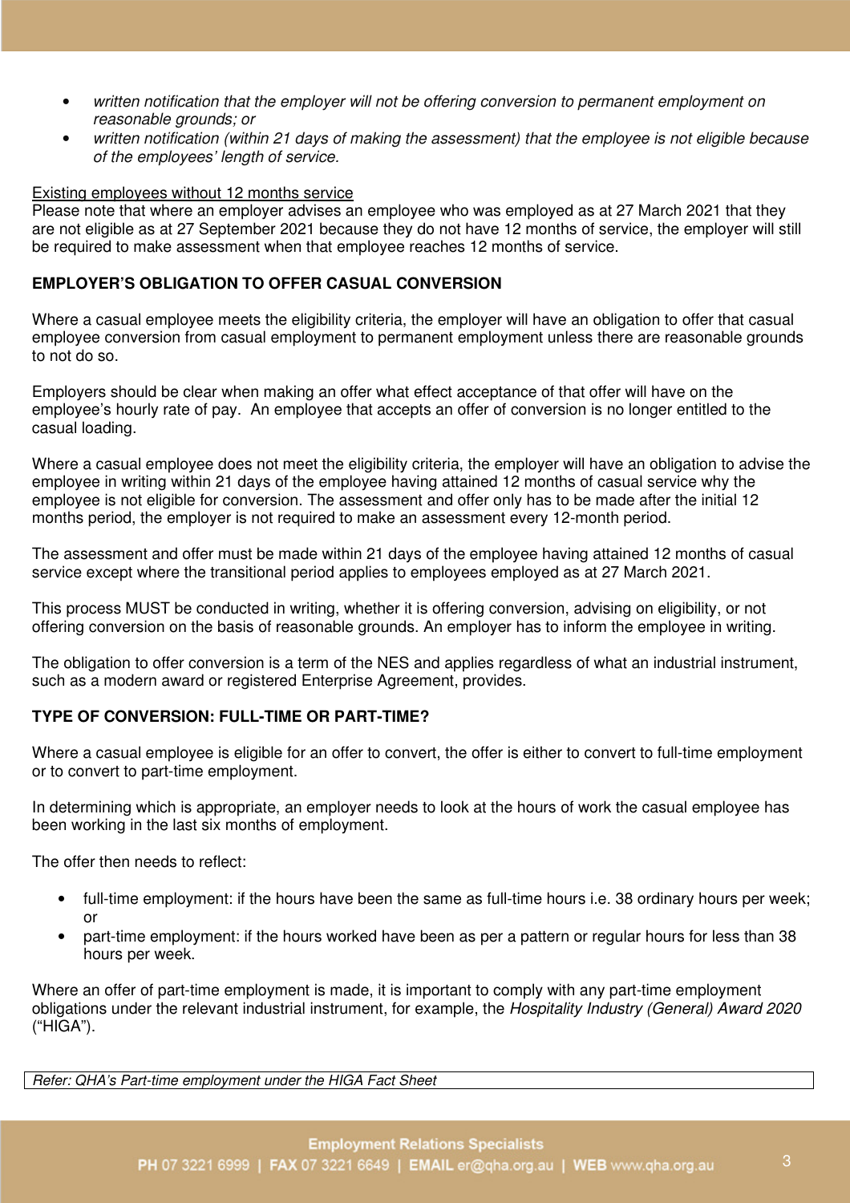- *written notification that the employer will not be offering conversion to permanent employment on reasonable grounds; or*
- *written notification (within 21 days of making the assessment) that the employee is not eligible because of the employees' length of service.*

Existing employees without 12 months service
Please note that where an employer advises an employee who was employed as at 27 March 2021 that they are not eligible as at 27 September 2021 because they do not have 12 months of service, the employer will still be required to make assessment when that employee reaches 12 months of service.

**EMPLOYER'S OBLIGATION TO OFFER CASUAL CONVERSION**

Where a casual employee meets the eligibility criteria, the employer will have an obligation to offer that casual employee conversion from casual employment to permanent employment unless there are reasonable grounds to not do so.

Employers should be clear when making an offer what effect acceptance of that offer will have on the employee's hourly rate of pay. An employee that accepts an offer of conversion is no longer entitled to the casual loading.

Where a casual employee does not meet the eligibility criteria, the employer will have an obligation to advise the employee in writing within 21 days of the employee having attained 12 months of casual service why the employee is not eligible for conversion. The assessment and offer only has to be made after the initial 12 months period, the employer is not required to make an assessment every 12-month period.

The assessment and offer must be made within 21 days of the employee having attained 12 months of casual service except where the transitional period applies to employees employed as at 27 March 2021.

This process MUST be conducted in writing, whether it is offering conversion, advising on eligibility, or not offering conversion on the basis of reasonable grounds. An employer has to inform the employee in writing.

The obligation to offer conversion is a term of the NES and applies regardless of what an industrial instrument, such as a modern award or registered Enterprise Agreement, provides.

**TYPE OF CONVERSION: FULL-TIME OR PART-TIME?**

Where a casual employee is eligible for an offer to convert, the offer is either to convert to full-time employment or to convert to part-time employment.

In determining which is appropriate, an employer needs to look at the hours of work the casual employee has been working in the last six months of employment.

The offer then needs to reflect:

- full-time employment: if the hours have been the same as full-time hours i.e. 38 ordinary hours per week; or
- part-time employment: if the hours worked have been as per a pattern or regular hours for less than 38 hours per week.

Where an offer of part-time employment is made, it is important to comply with any part-time employment obligations under the relevant industrial instrument, for example, the *Hospitality Industry (General) Award 2020* ("HIGA").

*Refer: QHA's Part-time employment under the HIGA Fact Sheet*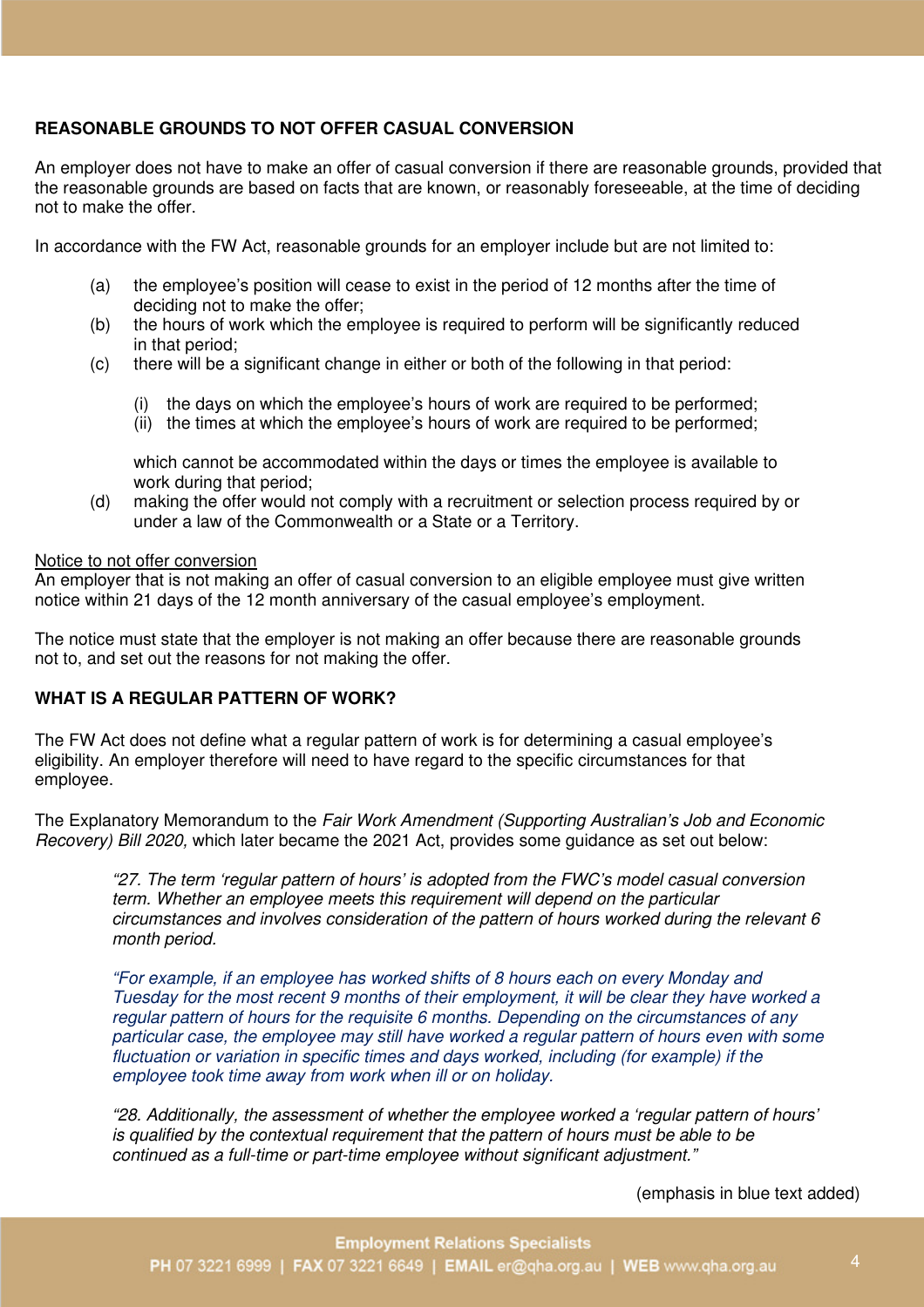**REASONABLE GROUNDS TO NOT OFFER CASUAL CONVERSION**

An employer does not have to make an offer of casual conversion if there are reasonable grounds, provided that the reasonable grounds are based on facts that are known, or reasonably foreseeable, at the time of deciding not to make the offer.

In accordance with the FW Act, reasonable grounds for an employer include but are not limited to:

(a) the employee's position will cease to exist in the period of 12 months after the time of deciding not to make the offer;

(b) the hours of work which the employee is required to perform will be significantly reduced in that period;

(c) there will be a significant change in either or both of the following in that period:

  (i) the days on which the employee's hours of work are required to be performed;
  (ii) the times at which the employee's hours of work are required to be performed;

  which cannot be accommodated within the days or times the employee is available to work during that period;

(d) making the offer would not comply with a recruitment or selection process required by or under a law of the Commonwealth or a State or a Territory.

<u>Notice to not offer conversion</u>

An employer that is not making an offer of casual conversion to an eligible employee must give written notice within 21 days of the 12 month anniversary of the casual employee's employment.

The notice must state that the employer is not making an offer because there are reasonable grounds not to, and set out the reasons for not making the offer.

**WHAT IS A REGULAR PATTERN OF WORK?**

The FW Act does not define what a regular pattern of work is for determining a casual employee's eligibility. An employer therefore will need to have regard to the specific circumstances for that employee.

The Explanatory Memorandum to the *Fair Work Amendment (Supporting Australian's Job and Economic Recovery) Bill 2020,* which later became the 2021 Act, provides some guidance as set out below:

> *"27. The term 'regular pattern of hours' is adopted from the FWC's model casual conversion term. Whether an employee meets this requirement will depend on the particular circumstances and involves consideration of the pattern of hours worked during the relevant 6 month period.*
>
> *"For example, if an employee has worked shifts of 8 hours each on every Monday and Tuesday for the most recent 9 months of their employment, it will be clear they have worked a regular pattern of hours for the requisite 6 months. Depending on the circumstances of any particular case, the employee may still have worked a regular pattern of hours even with some fluctuation or variation in specific times and days worked, including (for example) if the employee took time away from work when ill or on holiday.*
>
> *"28. Additionally, the assessment of whether the employee worked a 'regular pattern of hours' is qualified by the contextual requirement that the pattern of hours must be able to be continued as a full-time or part-time employee without significant adjustment."*

(emphasis in blue text added)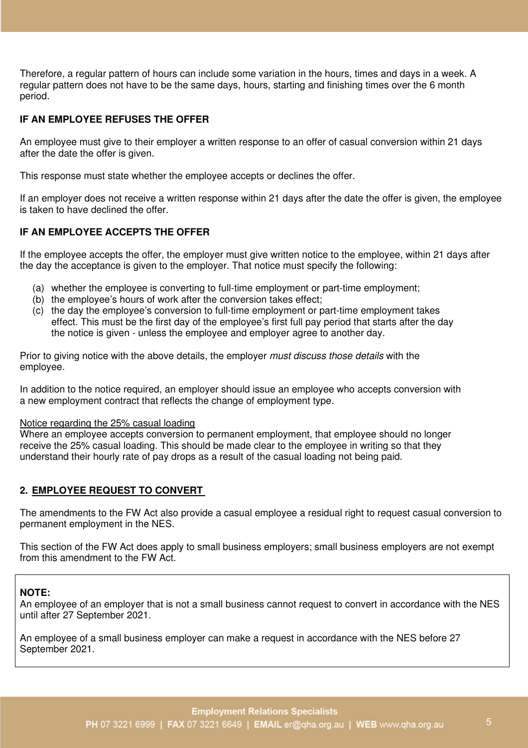Therefore, a regular pattern of hours can include some variation in the hours, times and days in a week. A regular pattern does not have to be the same days, hours, starting and finishing times over the 6 month period.

**IF AN EMPLOYEE REFUSES THE OFFER**

An employee must give to their employer a written response to an offer of casual conversion within 21 days after the date the offer is given.

This response must state whether the employee accepts or declines the offer.

If an employer does not receive a written response within 21 days after the date the offer is given, the employee is taken to have declined the offer.

**IF AN EMPLOYEE ACCEPTS THE OFFER**

If the employee accepts the offer, the employer must give written notice to the employee, within 21 days after the day the acceptance is given to the employer. That notice must specify the following:

(a) whether the employee is converting to full-time employment or part-time employment;
(b) the employee's hours of work after the conversion takes effect;
(c) the day the employee's conversion to full-time employment or part-time employment takes effect. This must be the first day of the employee's first full pay period that starts after the day the notice is given - unless the employee and employer agree to another day.

Prior to giving notice with the above details, the employer *must discuss those details* with the employee.

In addition to the notice required, an employer should issue an employee who accepts conversion with a new employment contract that reflects the change of employment type.

<u>Notice regarding the 25% casual loading</u>
Where an employee accepts conversion to permanent employment, that employee should no longer receive the 25% casual loading. This should be made clear to the employee in writing so that they understand their hourly rate of pay drops as a result of the casual loading not being paid.

## 2. <u>EMPLOYEE REQUEST TO CONVERT</u>

The amendments to the FW Act also provide a casual employee a residual right to request casual conversion to permanent employment in the NES.

This section of the FW Act does apply to small business employers; small business employers are not exempt from this amendment to the FW Act.

**NOTE:**
An employee of an employer that is not a small business cannot request to convert in accordance with the NES until after 27 September 2021.

An employee of a small business employer can make a request in accordance with the NES before 27 September 2021.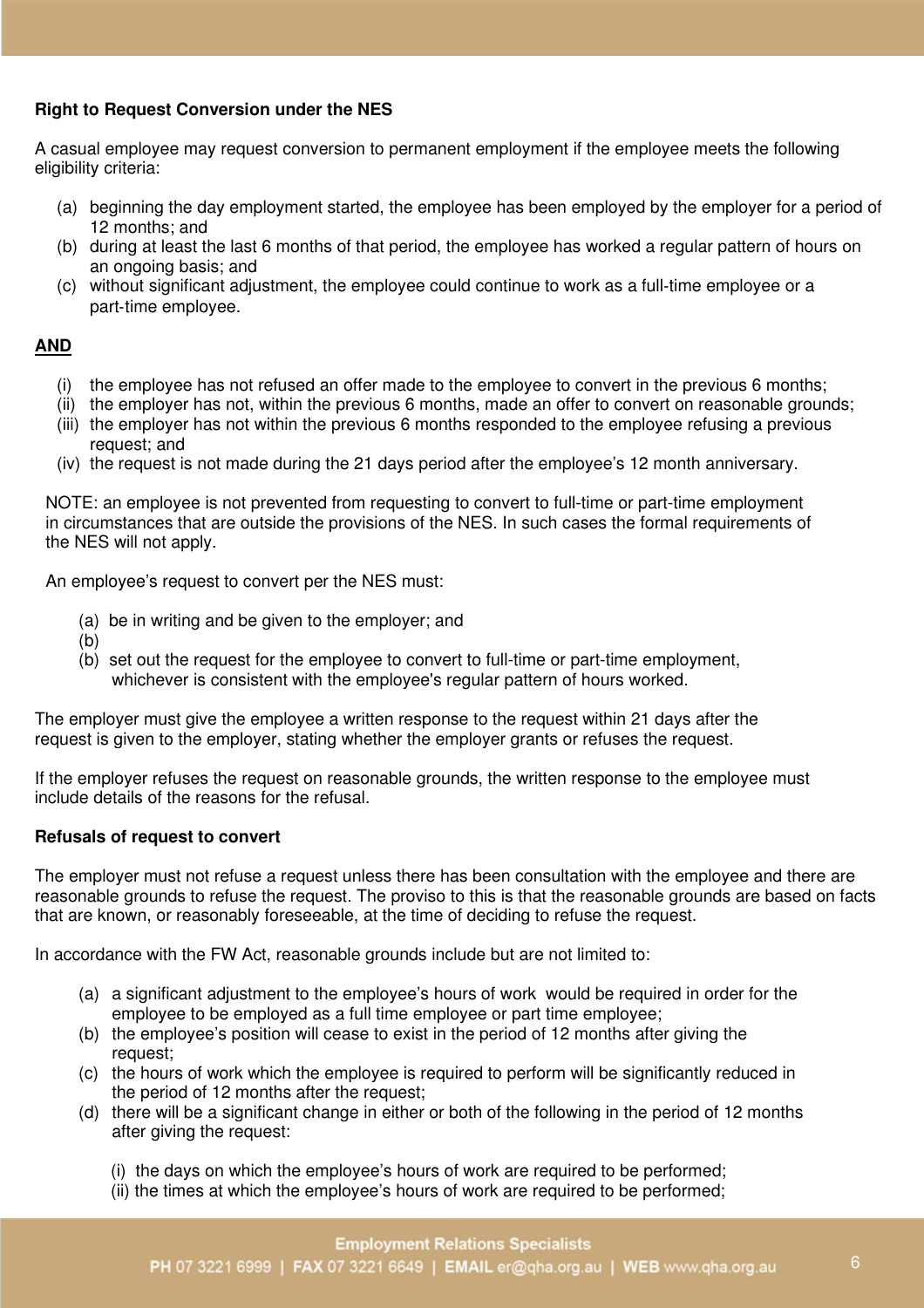**Right to Request Conversion under the NES**

A casual employee may request conversion to permanent employment if the employee meets the following eligibility criteria:

(a) beginning the day employment started, the employee has been employed by the employer for a period of 12 months; and
(b) during at least the last 6 months of that period, the employee has worked a regular pattern of hours on an ongoing basis; and
(c) without significant adjustment, the employee could continue to work as a full-time employee or a part-time employee.

**AND**

(i) the employee has not refused an offer made to the employee to convert in the previous 6 months;
(ii) the employer has not, within the previous 6 months, made an offer to convert on reasonable grounds;
(iii) the employer has not within the previous 6 months responded to the employee refusing a previous request; and
(iv) the request is not made during the 21 days period after the employee's 12 month anniversary.

NOTE: an employee is not prevented from requesting to convert to full-time or part-time employment in circumstances that are outside the provisions of the NES. In such cases the formal requirements of the NES will not apply.

An employee's request to convert per the NES must:

(a) be in writing and be given to the employer; and
(b)
(b) set out the request for the employee to convert to full-time or part-time employment, whichever is consistent with the employee's regular pattern of hours worked.

The employer must give the employee a written response to the request within 21 days after the request is given to the employer, stating whether the employer grants or refuses the request.

If the employer refuses the request on reasonable grounds, the written response to the employee must include details of the reasons for the refusal.

**Refusals of request to convert**

The employer must not refuse a request unless there has been consultation with the employee and there are reasonable grounds to refuse the request. The proviso to this is that the reasonable grounds are based on facts that are known, or reasonably foreseeable, at the time of deciding to refuse the request.

In accordance with the FW Act, reasonable grounds include but are not limited to:

(a) a significant adjustment to the employee's hours of work would be required in order for the employee to be employed as a full time employee or part time employee;
(b) the employee's position will cease to exist in the period of 12 months after giving the request;
(c) the hours of work which the employee is required to perform will be significantly reduced in the period of 12 months after the request;
(d) there will be a significant change in either or both of the following in the period of 12 months after giving the request:

    (i) the days on which the employee's hours of work are required to be performed;
    (ii) the times at which the employee's hours of work are required to be performed;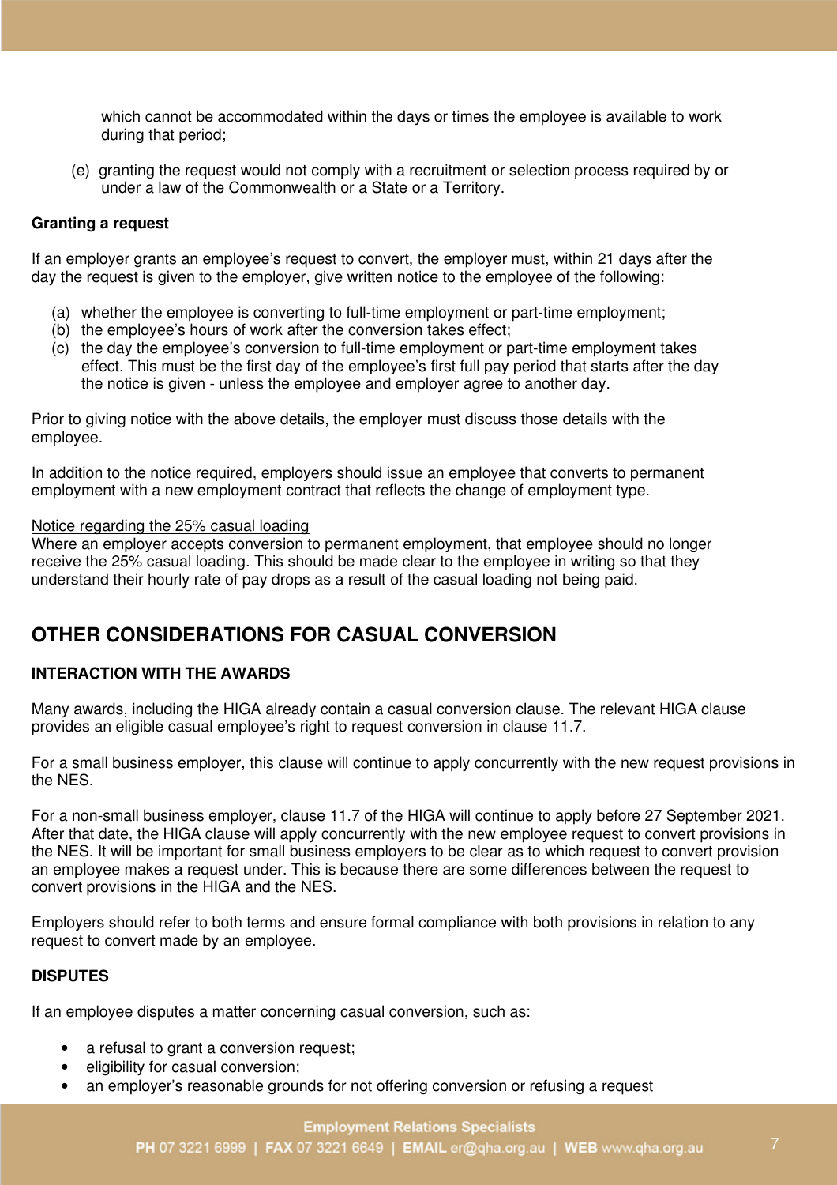which cannot be accommodated within the days or times the employee is available to work during that period;

(e) granting the request would not comply with a recruitment or selection process required by or under a law of the Commonwealth or a State or a Territory.

**Granting a request**

If an employer grants an employee's request to convert, the employer must, within 21 days after the day the request is given to the employer, give written notice to the employee of the following:

(a) whether the employee is converting to full-time employment or part-time employment;
(b) the employee's hours of work after the conversion takes effect;
(c) the day the employee's conversion to full-time employment or part-time employment takes effect. This must be the first day of the employee's first full pay period that starts after the day the notice is given - unless the employee and employer agree to another day.

Prior to giving notice with the above details, the employer must discuss those details with the employee.

In addition to the notice required, employers should issue an employee that converts to permanent employment with a new employment contract that reflects the change of employment type.

Notice regarding the 25% casual loading

Where an employer accepts conversion to permanent employment, that employee should no longer receive the 25% casual loading. This should be made clear to the employee in writing so that they understand their hourly rate of pay drops as a result of the casual loading not being paid.

## OTHER CONSIDERATIONS FOR CASUAL CONVERSION

### INTERACTION WITH THE AWARDS

Many awards, including the HIGA already contain a casual conversion clause. The relevant HIGA clause provides an eligible casual employee's right to request conversion in clause 11.7.

For a small business employer, this clause will continue to apply concurrently with the new request provisions in the NES.

For a non-small business employer, clause 11.7 of the HIGA will continue to apply before 27 September 2021. After that date, the HIGA clause will apply concurrently with the new employee request to convert provisions in the NES. It will be important for small business employers to be clear as to which request to convert provision an employee makes a request under. This is because there are some differences between the request to convert provisions in the HIGA and the NES.

Employers should refer to both terms and ensure formal compliance with both provisions in relation to any request to convert made by an employee.

### DISPUTES

If an employee disputes a matter concerning casual conversion, such as:

- a refusal to grant a conversion request;
- eligibility for casual conversion;
- an employer's reasonable grounds for not offering conversion or refusing a request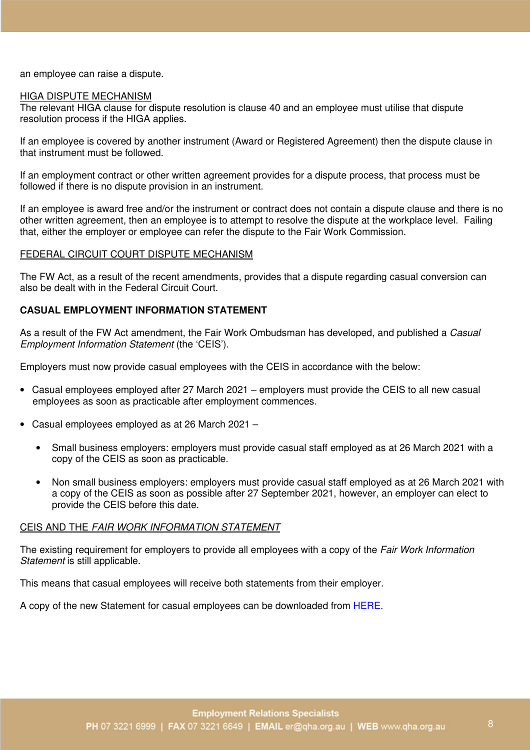an employee can raise a dispute.

HIGA DISPUTE MECHANISM

The relevant HIGA clause for dispute resolution is clause 40 and an employee must utilise that dispute resolution process if the HIGA applies.

If an employee is covered by another instrument (Award or Registered Agreement) then the dispute clause in that instrument must be followed.

If an employment contract or other written agreement provides for a dispute process, that process must be followed if there is no dispute provision in an instrument.

If an employee is award free and/or the instrument or contract does not contain a dispute clause and there is no other written agreement, then an employee is to attempt to resolve the dispute at the workplace level. Failing that, either the employer or employee can refer the dispute to the Fair Work Commission.

FEDERAL CIRCUIT COURT DISPUTE MECHANISM

The FW Act, as a result of the recent amendments, provides that a dispute regarding casual conversion can also be dealt with in the Federal Circuit Court.

**CASUAL EMPLOYMENT INFORMATION STATEMENT**

As a result of the FW Act amendment, the Fair Work Ombudsman has developed, and published a *Casual Employment Information Statement* (the 'CEIS').

Employers must now provide casual employees with the CEIS in accordance with the below:

- Casual employees employed after 27 March 2021 – employers must provide the CEIS to all new casual employees as soon as practicable after employment commences.
- Casual employees employed as at 26 March 2021 –
  - Small business employers: employers must provide casual staff employed as at 26 March 2021 with a copy of the CEIS as soon as practicable.
  - Non small business employers: employers must provide casual staff employed as at 26 March 2021 with a copy of the CEIS as soon as possible after 27 September 2021, however, an employer can elect to provide the CEIS before this date.

CEIS AND THE *FAIR WORK INFORMATION STATEMENT*

The existing requirement for employers to provide all employees with a copy of the *Fair Work Information Statement* is still applicable.

This means that casual employees will receive both statements from their employer.

A copy of the new Statement for casual employees can be downloaded from HERE.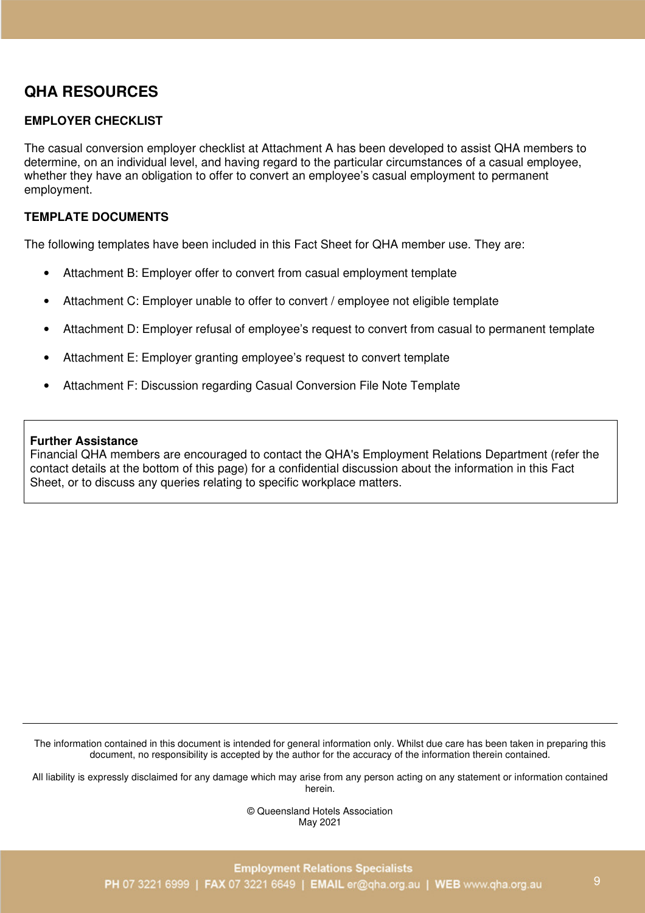## QHA RESOURCES

### EMPLOYER CHECKLIST

The casual conversion employer checklist at Attachment A has been developed to assist QHA members to determine, on an individual level, and having regard to the particular circumstances of a casual employee, whether they have an obligation to offer to convert an employee's casual employment to permanent employment.

### TEMPLATE DOCUMENTS

The following templates have been included in this Fact Sheet for QHA member use. They are:

- Attachment B: Employer offer to convert from casual employment template
- Attachment C: Employer unable to offer to convert / employee not eligible template
- Attachment D: Employer refusal of employee's request to convert from casual to permanent template
- Attachment E: Employer granting employee's request to convert template
- Attachment F: Discussion regarding Casual Conversion File Note Template

**Further Assistance**
Financial QHA members are encouraged to contact the QHA's Employment Relations Department (refer the contact details at the bottom of this page) for a confidential discussion about the information in this Fact Sheet, or to discuss any queries relating to specific workplace matters.

---

The information contained in this document is intended for general information only. Whilst due care has been taken in preparing this document, no responsibility is accepted by the author for the accuracy of the information therein contained.

All liability is expressly disclaimed for any damage which may arise from any person acting on any statement or information contained herein.

© Queensland Hotels Association
May 2021

**Employment Relations Specialists**
**PH** 07 3221 6999 | **FAX** 07 3221 6649 | **EMAIL** er@qha.org.au | **WEB** www.qha.org.au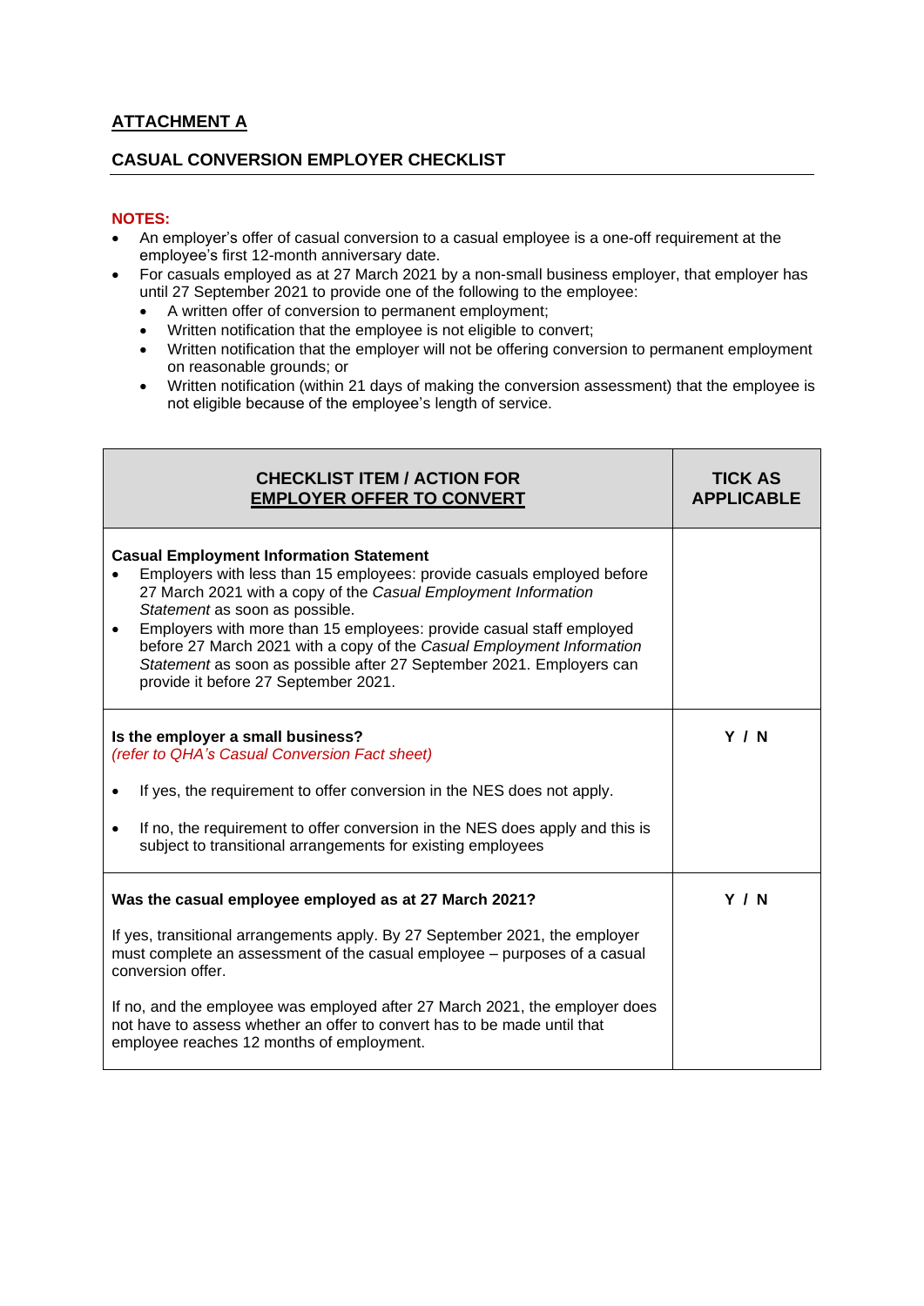## ATTACHMENT A

### CASUAL CONVERSION EMPLOYER CHECKLIST

**NOTES:**

- An employer's offer of casual conversion to a casual employee is a one-off requirement at the employee's first 12-month anniversary date.
- For casuals employed as at 27 March 2021 by a non-small business employer, that employer has until 27 September 2021 to provide one of the following to the employee:
  - A written offer of conversion to permanent employment;
  - Written notification that the employee is not eligible to convert;
  - Written notification that the employer will not be offering conversion to permanent employment on reasonable grounds; or
  - Written notification (within 21 days of making the conversion assessment) that the employee is not eligible because of the employee's length of service.

| **CHECKLIST ITEM / ACTION FOR EMPLOYER OFFER TO CONVERT** | **TICK AS APPLICABLE** |
|---|---|
| **Casual Employment Information Statement**<br>• Employers with less than 15 employees: provide casuals employed before 27 March 2021 with a copy of the *Casual Employment Information Statement* as soon as possible.<br>• Employers with more than 15 employees: provide casual staff employed before 27 March 2021 with a copy of the *Casual Employment Information Statement* as soon as possible after 27 September 2021. Employers can provide it before 27 September 2021. | |
| **Is the employer a small business?**<br>*(refer to QHA's Casual Conversion Fact sheet)*<br>• If yes, the requirement to offer conversion in the NES does not apply.<br>• If no, the requirement to offer conversion in the NES does apply and this is subject to transitional arrangements for existing employees | **Y / N** |
| **Was the casual employee employed as at 27 March 2021?**<br>If yes, transitional arrangements apply. By 27 September 2021, the employer must complete an assessment of the casual employee – purposes of a casual conversion offer.<br>If no, and the employee was employed after 27 March 2021, the employer does not have to assess whether an offer to convert has to be made until that employee reaches 12 months of employment. | **Y / N** |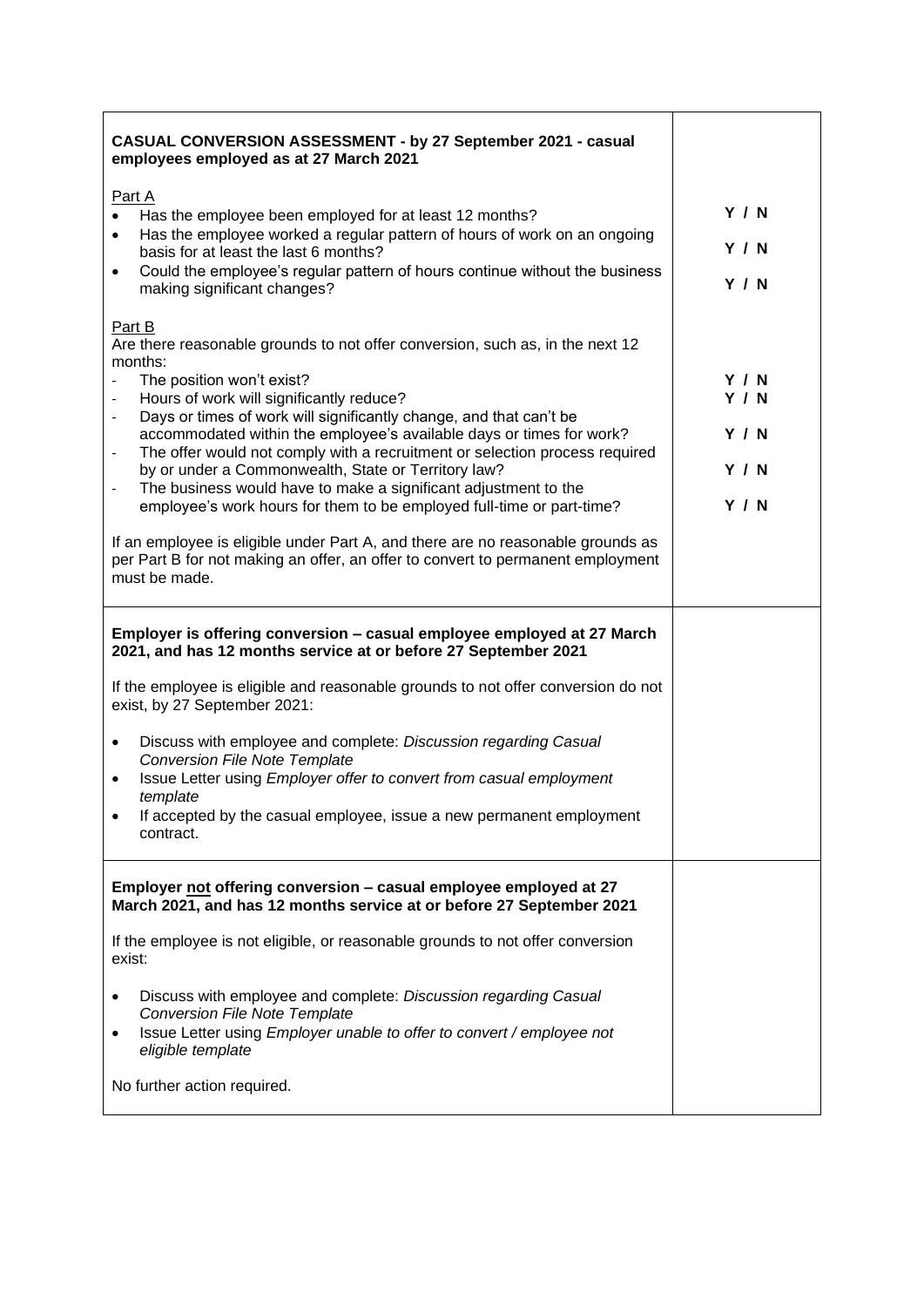| **CASUAL CONVERSION ASSESSMENT - by 27 September 2021 - casual employees employed as at 27 March 2021** | |
|---|---|
| Part A<br>• Has the employee been employed for at least 12 months?<br>• Has the employee worked a regular pattern of hours of work on an ongoing basis for at least the last 6 months?<br>• Could the employee's regular pattern of hours continue without the business making significant changes? | **Y / N**<br>**Y / N**<br>**Y / N** |
| Part B<br>Are there reasonable grounds to not offer conversion, such as, in the next 12 months:<br>- The position won't exist?<br>- Hours of work will significantly reduce?<br>- Days or times of work will significantly change, and that can't be accommodated within the employee's available days or times for work?<br>- The offer would not comply with a recruitment or selection process required by or under a Commonwealth, State or Territory law?<br>- The business would have to make a significant adjustment to the employee's work hours for them to be employed full-time or part-time?<br><br>If an employee is eligible under Part A, and there are no reasonable grounds as per Part B for not making an offer, an offer to convert to permanent employment must be made. | **Y / N**<br>**Y / N**<br>**Y / N**<br>**Y / N**<br>**Y / N** |
| **Employer is offering conversion – casual employee employed at 27 March 2021, and has 12 months service at or before 27 September 2021**<br><br>If the employee is eligible and reasonable grounds to not offer conversion do not exist, by 27 September 2021:<br><br>• Discuss with employee and complete: *Discussion regarding Casual Conversion File Note Template*<br>• Issue Letter using *Employer offer to convert from casual employment template*<br>• If accepted by the casual employee, issue a new permanent employment contract. | |
| **Employer not offering conversion – casual employee employed at 27 March 2021, and has 12 months service at or before 27 September 2021**<br><br>If the employee is not eligible, or reasonable grounds to not offer conversion exist:<br><br>• Discuss with employee and complete: *Discussion regarding Casual Conversion File Note Template*<br>• Issue Letter using *Employer unable to offer to convert / employee not eligible template*<br><br>No further action required. | |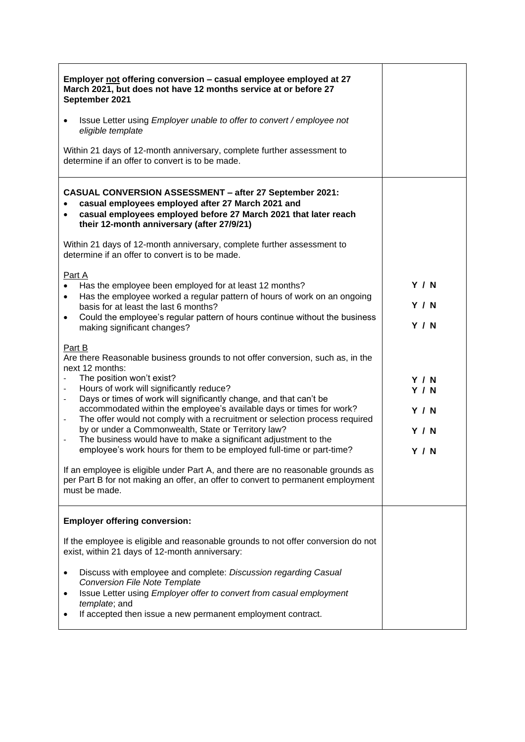| | |
|---|---|
| **Employer not offering conversion – casual employee employed at 27 March 2021, but does not have 12 months service at or before 27 September 2021**<br><br>• Issue Letter using *Employer unable to offer to convert / employee not eligible template*<br><br>Within 21 days of 12-month anniversary, complete further assessment to determine if an offer to convert is to be made. | |
| **CASUAL CONVERSION ASSESSMENT – after 27 September 2021:**<br>• **casual employees employed after 27 March 2021 and**<br>• **casual employees employed before 27 March 2021 that later reach their 12-month anniversary (after 27/9/21)**<br><br>Within 21 days of 12-month anniversary, complete further assessment to determine if an offer to convert is to be made.<br><br>Part A<br>• Has the employee been employed for at least 12 months?<br>• Has the employee worked a regular pattern of hours of work on an ongoing basis for at least the last 6 months?<br>• Could the employee's regular pattern of hours continue without the business making significant changes?<br><br>Part B<br>Are there Reasonable business grounds to not offer conversion, such as, in the next 12 months:<br>- The position won't exist?<br>- Hours of work will significantly reduce?<br>- Days or times of work will significantly change, and that can't be accommodated within the employee's available days or times for work?<br>- The offer would not comply with a recruitment or selection process required by or under a Commonwealth, State or Territory law?<br>- The business would have to make a significant adjustment to the employee's work hours for them to be employed full-time or part-time?<br><br>If an employee is eligible under Part A, and there are no reasonable grounds as per Part B for not making an offer, an offer to convert to permanent employment must be made. | <br><br><br><br><br><br><br>**Y / N**<br>**Y / N**<br>**Y / N**<br><br><br><br>**Y / N**<br>**Y / N**<br>**Y / N**<br>**Y / N**<br>**Y / N** |
| **Employer offering conversion:**<br><br>If the employee is eligible and reasonable grounds to not offer conversion do not exist, within 21 days of 12-month anniversary:<br><br>• Discuss with employee and complete: *Discussion regarding Casual Conversion File Note Template*<br>• Issue Letter using *Employer offer to convert from casual employment template*; and<br>• If accepted then issue a new permanent employment contract. | |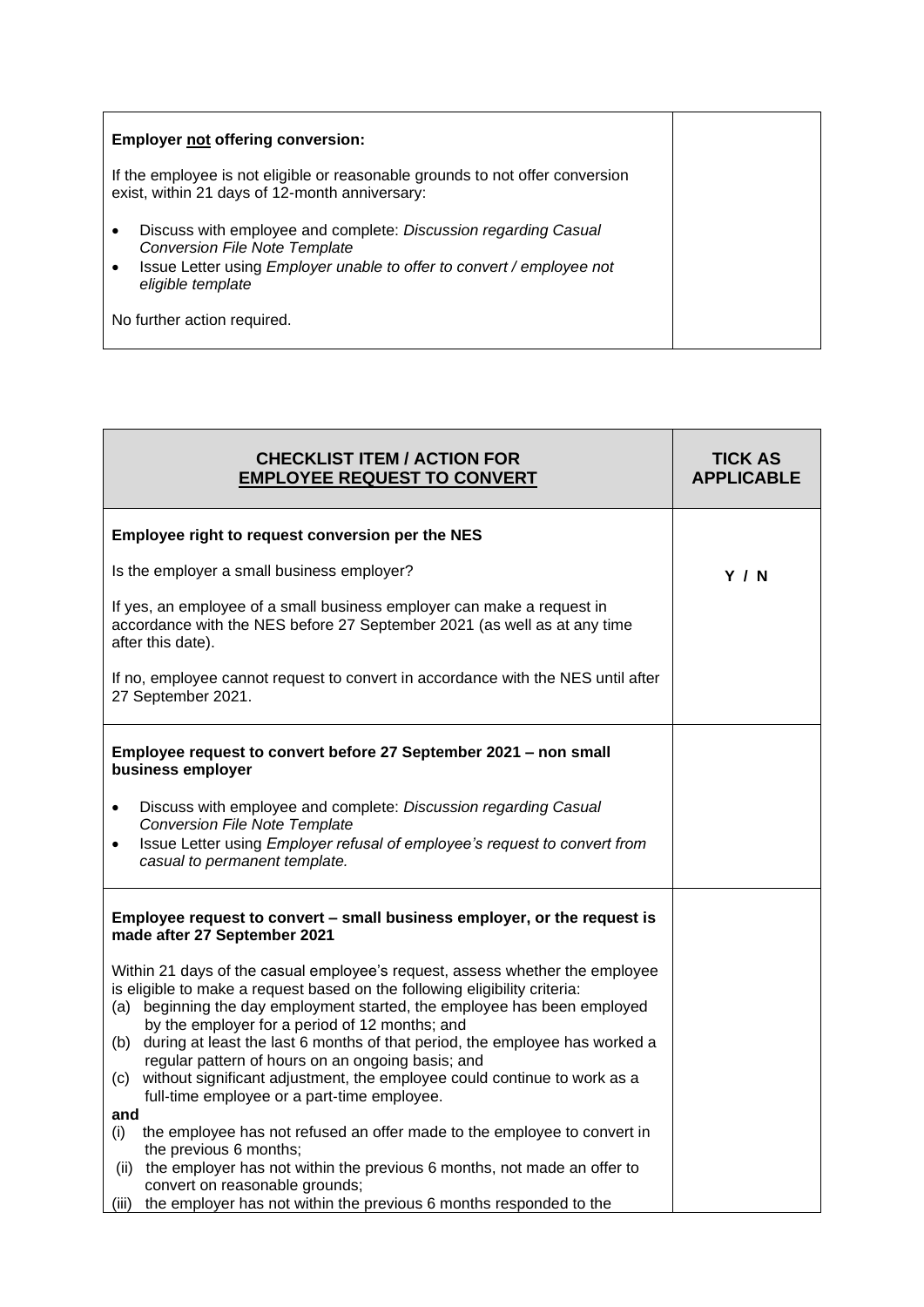| **Employer not offering conversion:**<br><br>If the employee is not eligible or reasonable grounds to not offer conversion exist, within 21 days of 12-month anniversary:<br><br>• Discuss with employee and complete: *Discussion regarding Casual Conversion File Note Template*<br>• Issue Letter using *Employer unable to offer to convert / employee not eligible template*<br><br>No further action required. | |
|---|---|

| **CHECKLIST ITEM / ACTION FOR EMPLOYEE REQUEST TO CONVERT** | **TICK AS APPLICABLE** |
|---|---|
| **Employee right to request conversion per the NES**<br><br>Is the employer a small business employer?<br><br>If yes, an employee of a small business employer can make a request in accordance with the NES before 27 September 2021 (as well as at any time after this date).<br><br>If no, employee cannot request to convert in accordance with the NES until after 27 September 2021. | **Y / N** |
| **Employee request to convert before 27 September 2021 – non small business employer**<br><br>• Discuss with employee and complete: *Discussion regarding Casual Conversion File Note Template*<br>• Issue Letter using *Employer refusal of employee's request to convert from casual to permanent template.* | |
| **Employee request to convert – small business employer, or the request is made after 27 September 2021**<br><br>Within 21 days of the casual employee's request, assess whether the employee is eligible to make a request based on the following eligibility criteria:<br>(a) beginning the day employment started, the employee has been employed by the employer for a period of 12 months; and<br>(b) during at least the last 6 months of that period, the employee has worked a regular pattern of hours on an ongoing basis; and<br>(c) without significant adjustment, the employee could continue to work as a full-time employee or a part-time employee.<br>**and**<br>(i) the employee has not refused an offer made to the employee to convert in the previous 6 months;<br>(ii) the employer has not within the previous 6 months, not made an offer to convert on reasonable grounds;<br>(iii) the employer has not within the previous 6 months responded to the | |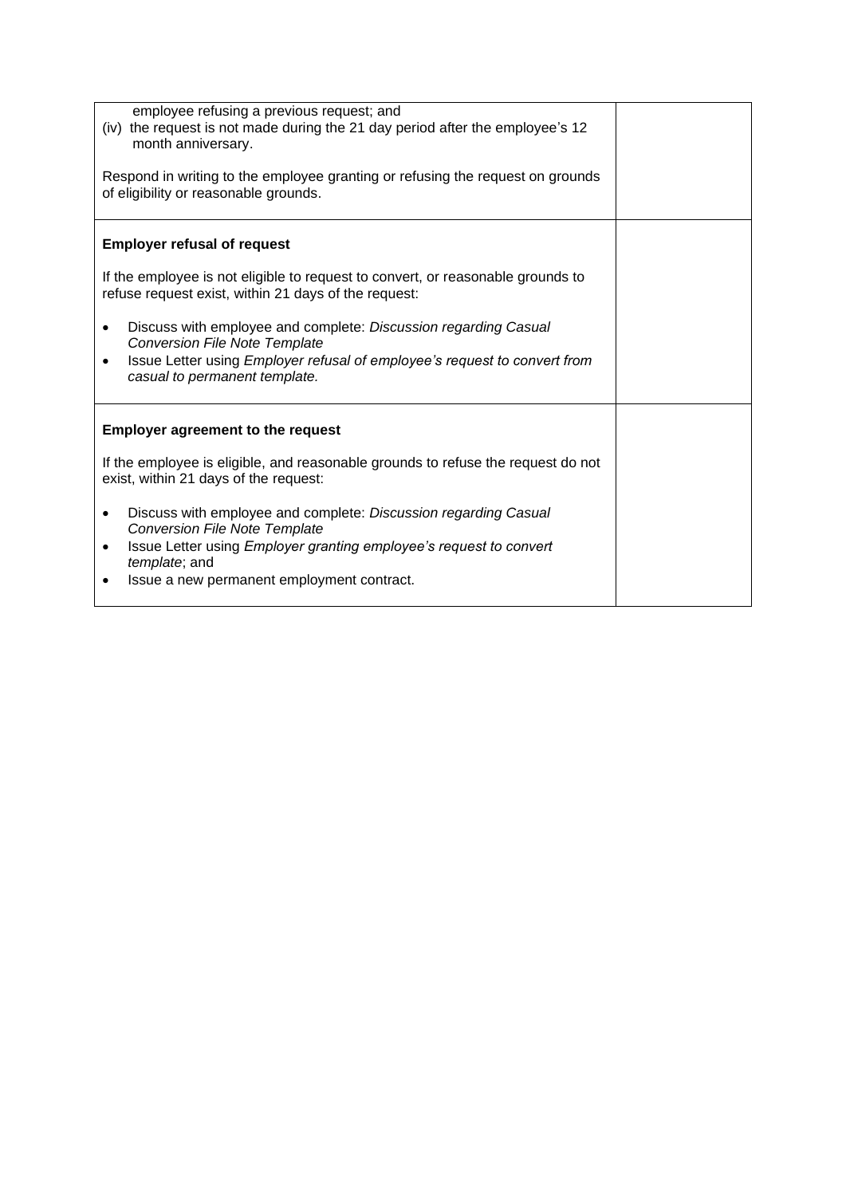| | |
|---|---|
| employee refusing a previous request; and<br>(iv) the request is not made during the 21 day period after the employee's 12 month anniversary.<br><br>Respond in writing to the employee granting or refusing the request on grounds of eligibility or reasonable grounds. | |
| **Employer refusal of request**<br><br>If the employee is not eligible to request to convert, or reasonable grounds to refuse request exist, within 21 days of the request:<br><br>• Discuss with employee and complete: *Discussion regarding Casual Conversion File Note Template*<br>• Issue Letter using *Employer refusal of employee's request to convert from casual to permanent template.* | |
| **Employer agreement to the request**<br><br>If the employee is eligible, and reasonable grounds to refuse the request do not exist, within 21 days of the request:<br><br>• Discuss with employee and complete: *Discussion regarding Casual Conversion File Note Template*<br>• Issue Letter using *Employer granting employee's request to convert template*; and<br>• Issue a new permanent employment contract. | |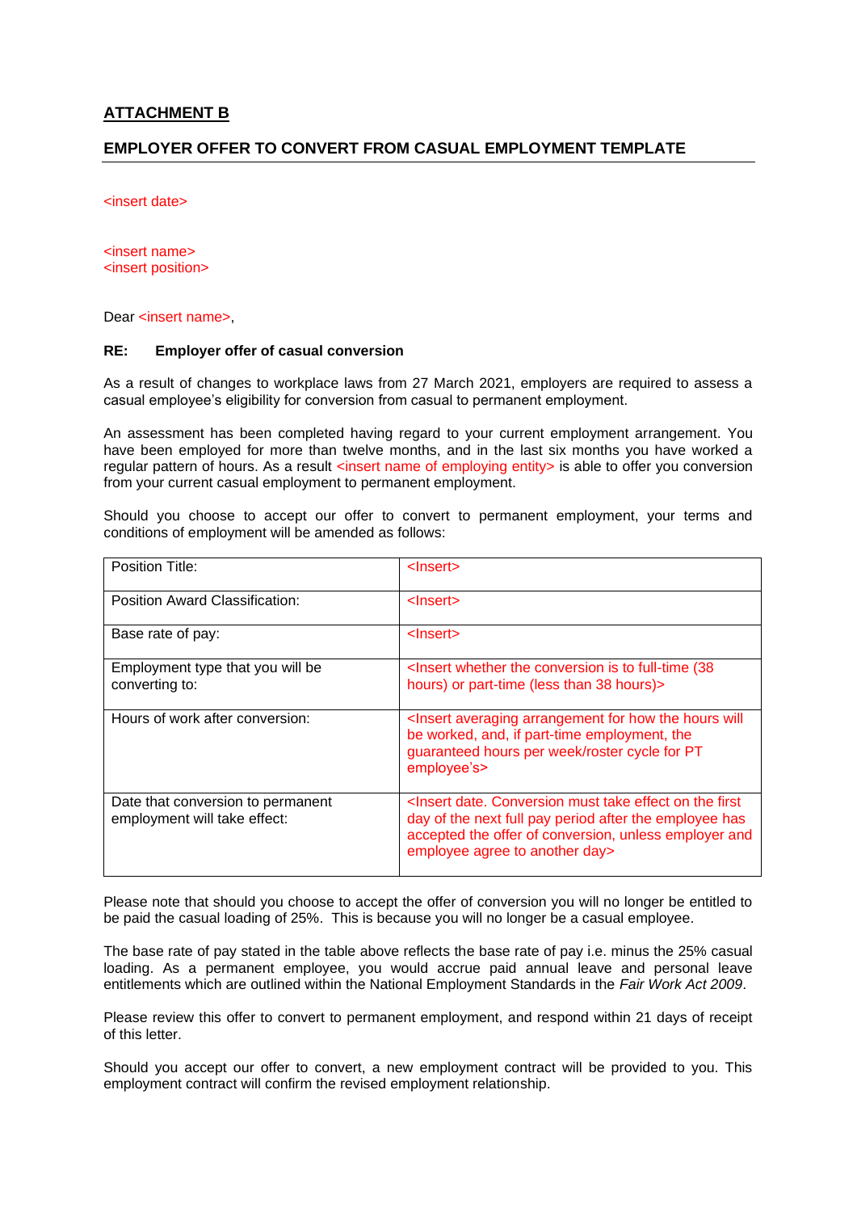## ATTACHMENT B

### EMPLOYER OFFER TO CONVERT FROM CASUAL EMPLOYMENT TEMPLATE

<insert date>

<insert name>
<insert position>

Dear <insert name>,

**RE: Employer offer of casual conversion**

As a result of changes to workplace laws from 27 March 2021, employers are required to assess a casual employee's eligibility for conversion from casual to permanent employment.

An assessment has been completed having regard to your current employment arrangement. You have been employed for more than twelve months, and in the last six months you have worked a regular pattern of hours. As a result <insert name of employing entity> is able to offer you conversion from your current casual employment to permanent employment.

Should you choose to accept our offer to convert to permanent employment, your terms and conditions of employment will be amended as follows:

| | |
|---|---|
| Position Title: | <Insert> |
| Position Award Classification: | <Insert> |
| Base rate of pay: | <Insert> |
| Employment type that you will be converting to: | <Insert whether the conversion is to full-time (38 hours) or part-time (less than 38 hours)> |
| Hours of work after conversion: | <Insert averaging arrangement for how the hours will be worked, and, if part-time employment, the guaranteed hours per week/roster cycle for PT employee's> |
| Date that conversion to permanent employment will take effect: | <Insert date. Conversion must take effect on the first day of the next full pay period after the employee has accepted the offer of conversion, unless employer and employee agree to another day> |

Please note that should you choose to accept the offer of conversion you will no longer be entitled to be paid the casual loading of 25%. This is because you will no longer be a casual employee.

The base rate of pay stated in the table above reflects the base rate of pay i.e. minus the 25% casual loading. As a permanent employee, you would accrue paid annual leave and personal leave entitlements which are outlined within the National Employment Standards in the *Fair Work Act 2009*.

Please review this offer to convert to permanent employment, and respond within 21 days of receipt of this letter.

Should you accept our offer to convert, a new employment contract will be provided to you. This employment contract will confirm the revised employment relationship.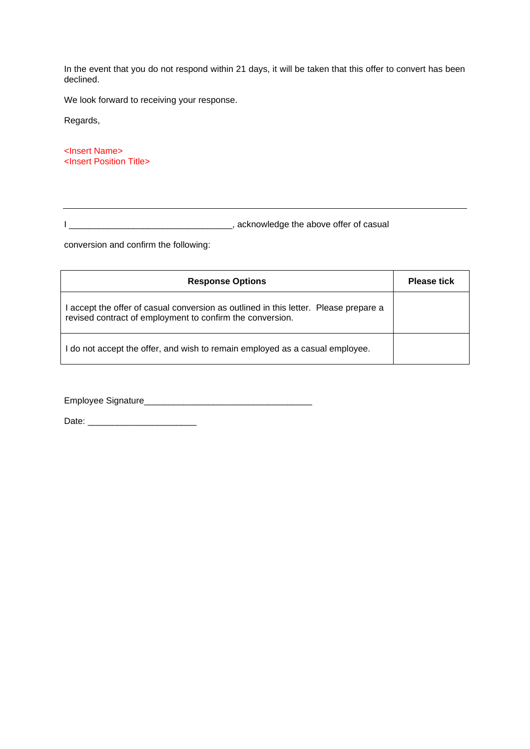In the event that you do not respond within 21 days, it will be taken that this offer to convert has been declined.

We look forward to receiving your response.

Regards,

<Insert Name>
<Insert Position Title>

---

I ________________________________, acknowledge the above offer of casual

conversion and confirm the following:

| **Response Options** | **Please tick** |
|---|---|
| I accept the offer of casual conversion as outlined in this letter. Please prepare a revised contract of employment to confirm the conversion. | |
| I do not accept the offer, and wish to remain employed as a casual employee. | |

Employee Signature_________________________________

Date: _____________________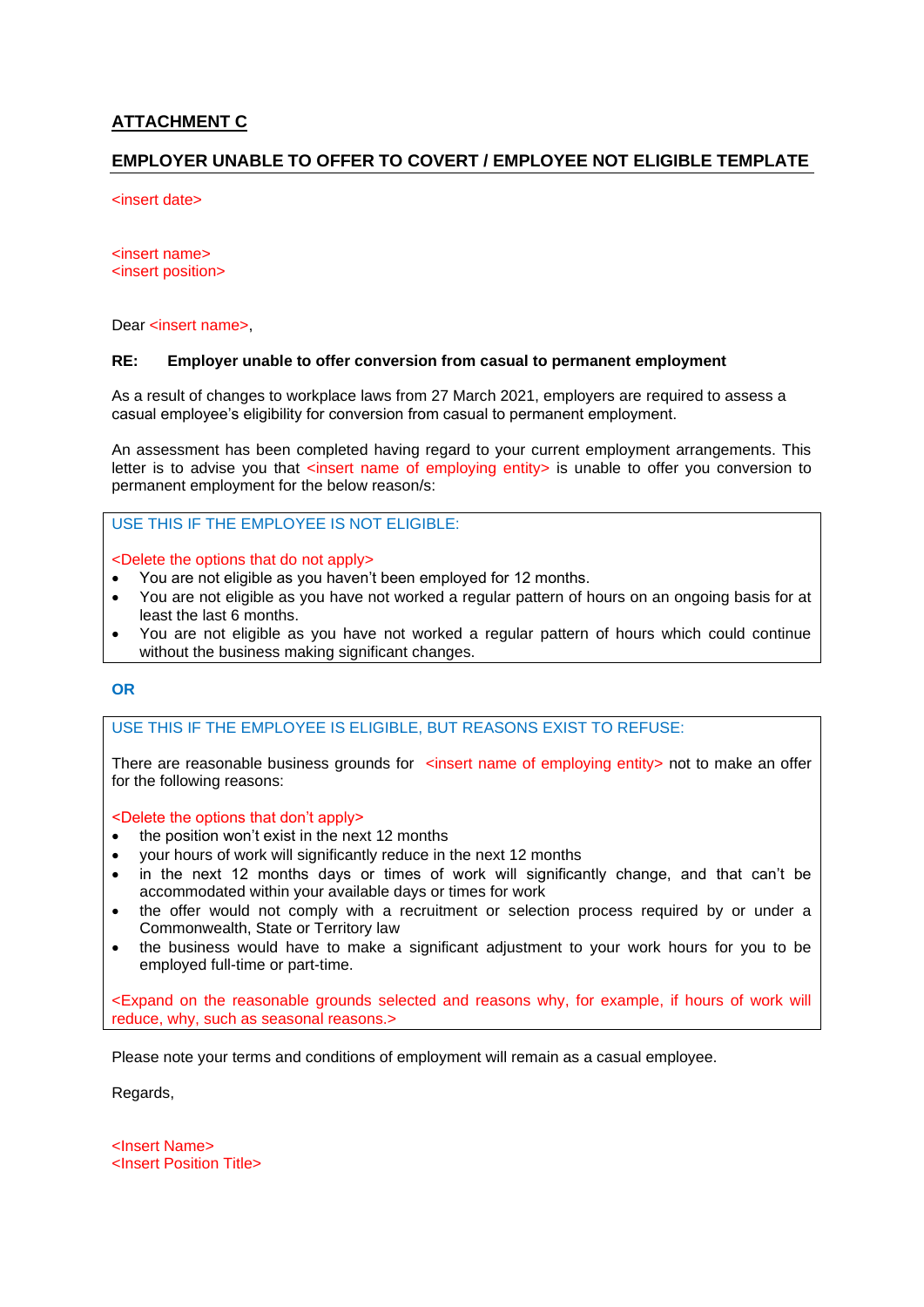## ATTACHMENT C

## EMPLOYER UNABLE TO OFFER TO COVERT / EMPLOYEE NOT ELIGIBLE TEMPLATE

<insert date>

<insert name>
<insert position>

Dear <insert name>,

**RE: Employer unable to offer conversion from casual to permanent employment**

As a result of changes to workplace laws from 27 March 2021, employers are required to assess a casual employee's eligibility for conversion from casual to permanent employment.

An assessment has been completed having regard to your current employment arrangements. This letter is to advise you that <insert name of employing entity> is unable to offer you conversion to permanent employment for the below reason/s:

USE THIS IF THE EMPLOYEE IS NOT ELIGIBLE:

<Delete the options that do not apply>

- You are not eligible as you haven't been employed for 12 months.
- You are not eligible as you have not worked a regular pattern of hours on an ongoing basis for at least the last 6 months.
- You are not eligible as you have not worked a regular pattern of hours which could continue without the business making significant changes.

**OR**

USE THIS IF THE EMPLOYEE IS ELIGIBLE, BUT REASONS EXIST TO REFUSE:

There are reasonable business grounds for <insert name of employing entity> not to make an offer for the following reasons:

<Delete the options that don't apply>

- the position won't exist in the next 12 months
- your hours of work will significantly reduce in the next 12 months
- in the next 12 months days or times of work will significantly change, and that can't be accommodated within your available days or times for work
- the offer would not comply with a recruitment or selection process required by or under a Commonwealth, State or Territory law
- the business would have to make a significant adjustment to your work hours for you to be employed full-time or part-time.

<Expand on the reasonable grounds selected and reasons why, for example, if hours of work will reduce, why, such as seasonal reasons.>

Please note your terms and conditions of employment will remain as a casual employee.

Regards,

<Insert Name>
<Insert Position Title>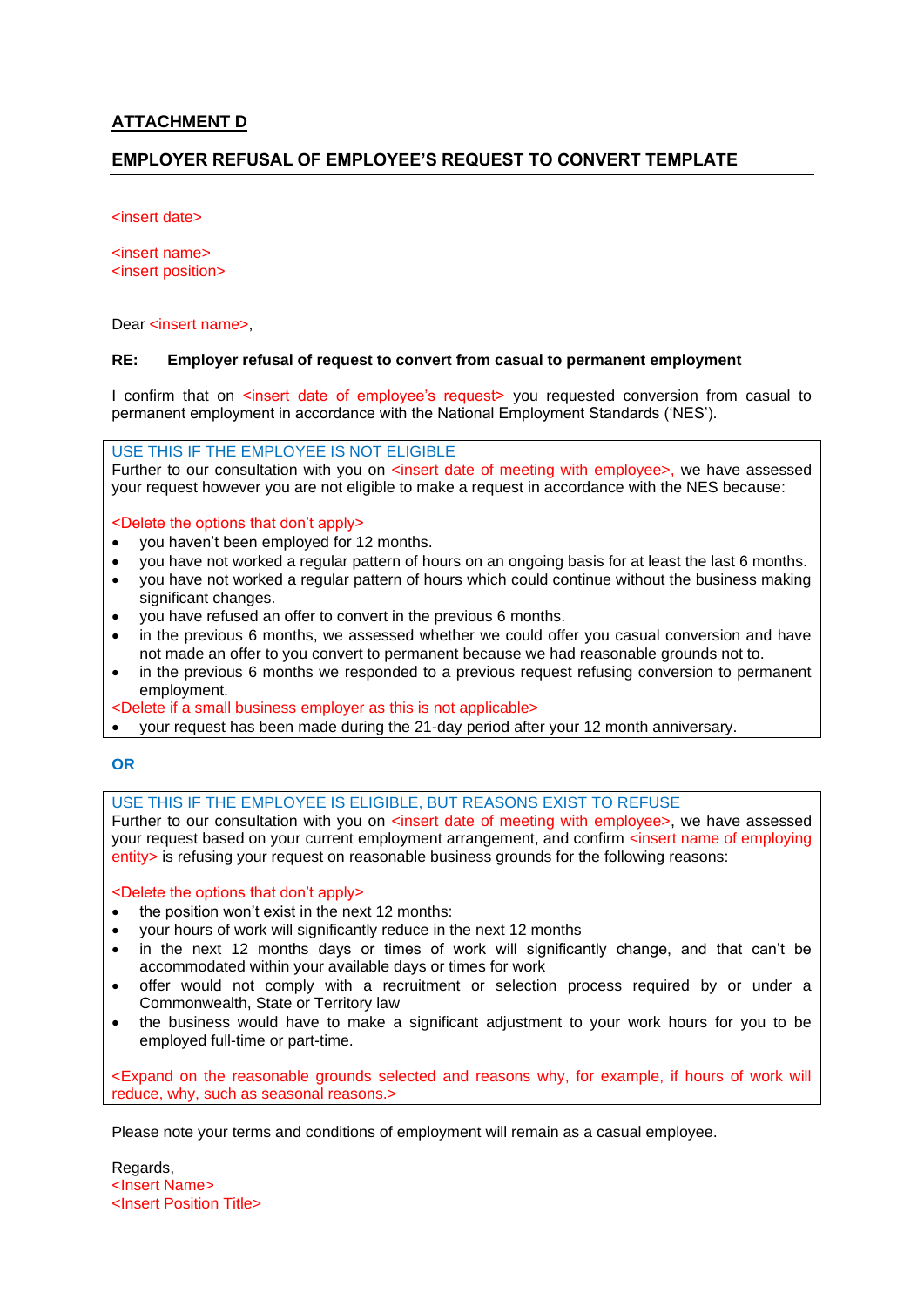# ATTACHMENT D

## EMPLOYER REFUSAL OF EMPLOYEE'S REQUEST TO CONVERT TEMPLATE

<insert date>

<insert name>
<insert position>

Dear <insert name>,

**RE: Employer refusal of request to convert from casual to permanent employment**

I confirm that on <insert date of employee's request> you requested conversion from casual to permanent employment in accordance with the National Employment Standards ('NES').

USE THIS IF THE EMPLOYEE IS NOT ELIGIBLE
Further to our consultation with you on <insert date of meeting with employee>, we have assessed your request however you are not eligible to make a request in accordance with the NES because:

<Delete the options that don't apply>

- you haven't been employed for 12 months.
- you have not worked a regular pattern of hours on an ongoing basis for at least the last 6 months.
- you have not worked a regular pattern of hours which could continue without the business making significant changes.
- you have refused an offer to convert in the previous 6 months.
- in the previous 6 months, we assessed whether we could offer you casual conversion and have not made an offer to you convert to permanent because we had reasonable grounds not to.
- in the previous 6 months we responded to a previous request refusing conversion to permanent employment.

<Delete if a small business employer as this is not applicable>

- your request has been made during the 21-day period after your 12 month anniversary.

**OR**

USE THIS IF THE EMPLOYEE IS ELIGIBLE, BUT REASONS EXIST TO REFUSE
Further to our consultation with you on <insert date of meeting with employee>, we have assessed your request based on your current employment arrangement, and confirm <insert name of employing entity> is refusing your request on reasonable business grounds for the following reasons:

<Delete the options that don't apply>

- the position won't exist in the next 12 months:
- your hours of work will significantly reduce in the next 12 months
- in the next 12 months days or times of work will significantly change, and that can't be accommodated within your available days or times for work
- offer would not comply with a recruitment or selection process required by or under a Commonwealth, State or Territory law
- the business would have to make a significant adjustment to your work hours for you to be employed full-time or part-time.

<Expand on the reasonable grounds selected and reasons why, for example, if hours of work will reduce, why, such as seasonal reasons.>

Please note your terms and conditions of employment will remain as a casual employee.

Regards,
<Insert Name>
<Insert Position Title>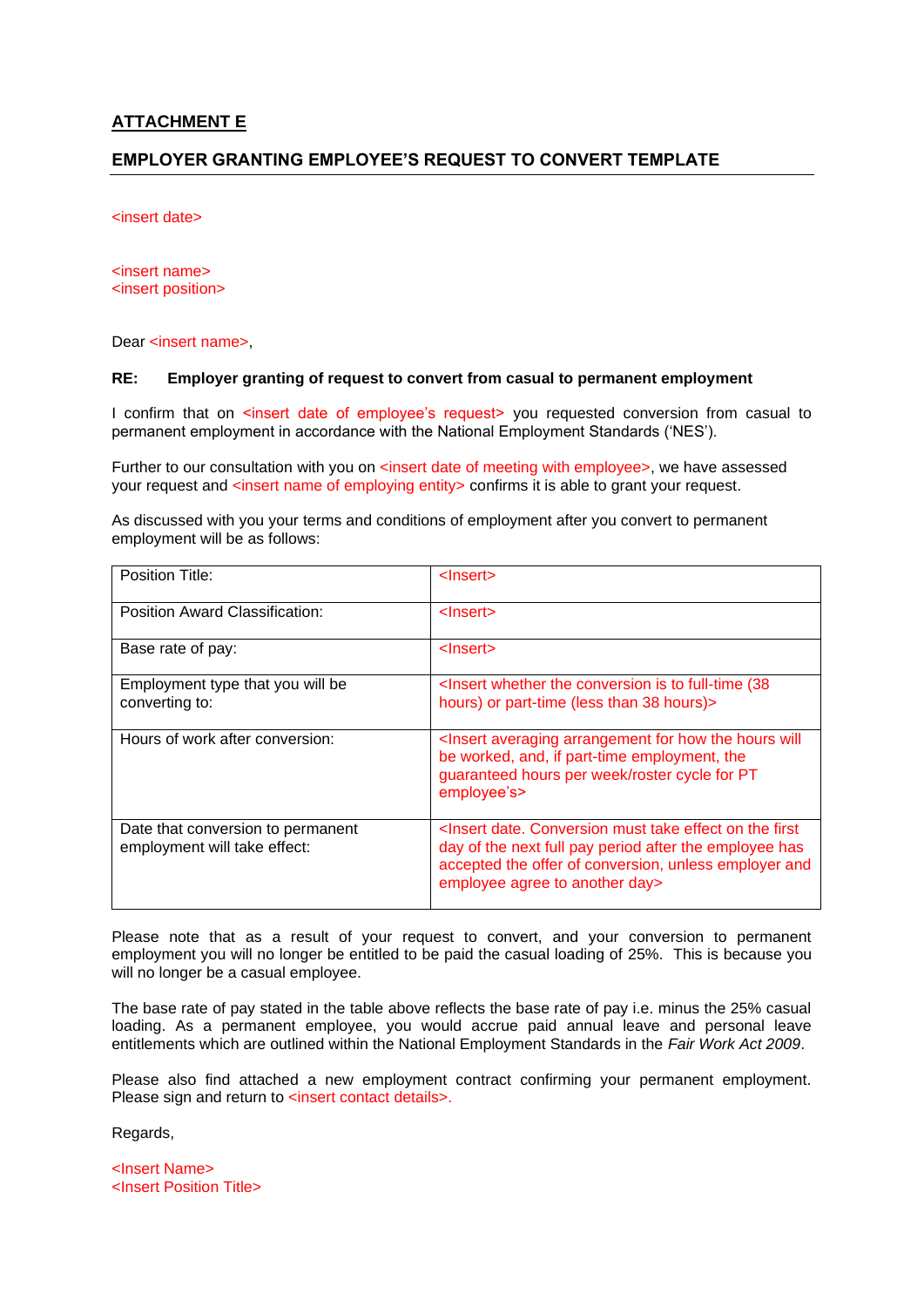## ATTACHMENT E

## EMPLOYER GRANTING EMPLOYEE'S REQUEST TO CONVERT TEMPLATE

<insert date>

<insert name>
<insert position>

Dear <insert name>,

**RE: Employer granting of request to convert from casual to permanent employment**

I confirm that on <insert date of employee's request> you requested conversion from casual to permanent employment in accordance with the National Employment Standards ('NES').

Further to our consultation with you on <insert date of meeting with employee>, we have assessed your request and <insert name of employing entity> confirms it is able to grant your request.

As discussed with you your terms and conditions of employment after you convert to permanent employment will be as follows:

| | |
|---|---|
| Position Title: | <Insert> |
| Position Award Classification: | <Insert> |
| Base rate of pay: | <Insert> |
| Employment type that you will be converting to: | <Insert whether the conversion is to full-time (38 hours) or part-time (less than 38 hours)> |
| Hours of work after conversion: | <Insert averaging arrangement for how the hours will be worked, and, if part-time employment, the guaranteed hours per week/roster cycle for PT employee's> |
| Date that conversion to permanent employment will take effect: | <Insert date. Conversion must take effect on the first day of the next full pay period after the employee has accepted the offer of conversion, unless employer and employee agree to another day> |

Please note that as a result of your request to convert, and your conversion to permanent employment you will no longer be entitled to be paid the casual loading of 25%. This is because you will no longer be a casual employee.

The base rate of pay stated in the table above reflects the base rate of pay i.e. minus the 25% casual loading. As a permanent employee, you would accrue paid annual leave and personal leave entitlements which are outlined within the National Employment Standards in the *Fair Work Act 2009*.

Please also find attached a new employment contract confirming your permanent employment. Please sign and return to <insert contact details>.

Regards,

<Insert Name>
<Insert Position Title>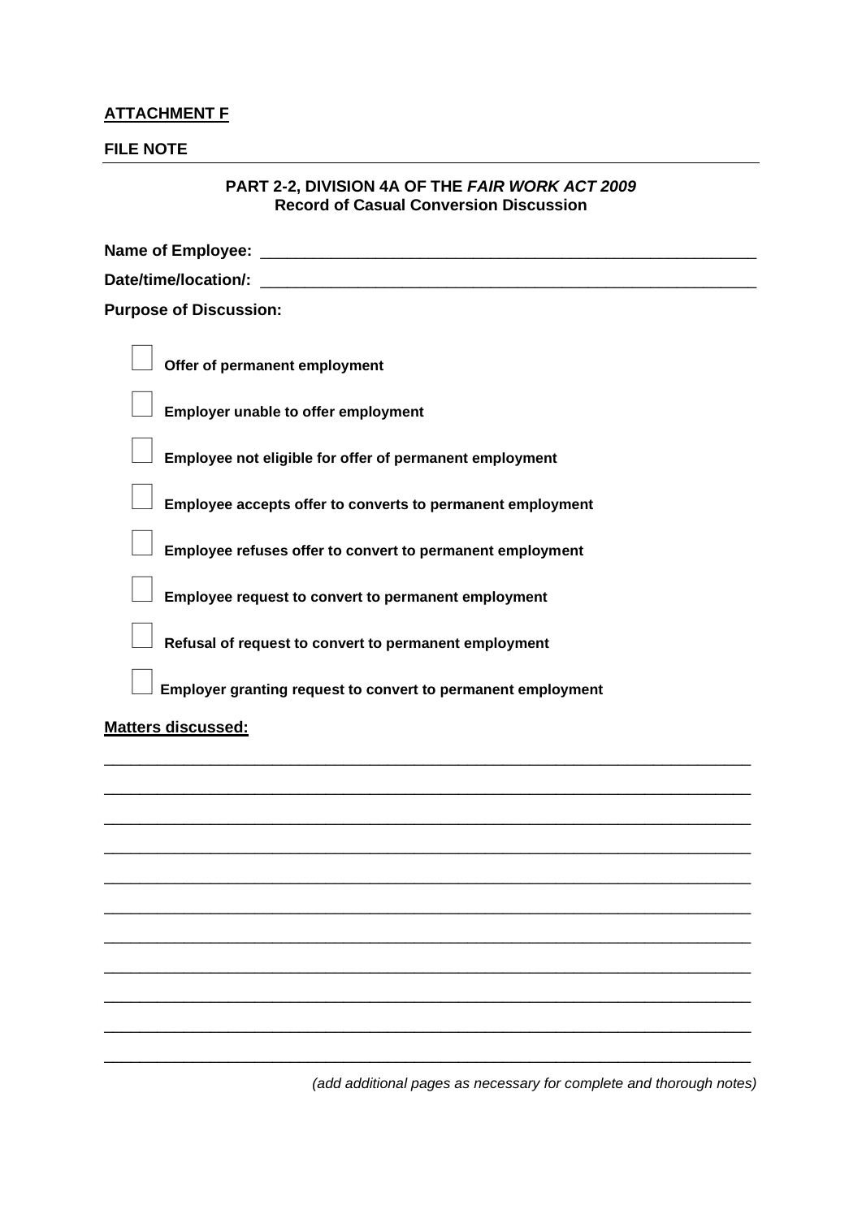**ATTACHMENT F**

**FILE NOTE**

**PART 2-2, DIVISION 4A OF THE *FAIR WORK ACT 2009***
**Record of Casual Conversion Discussion**

**Name of Employee:** ____________________________________________

**Date/time/location/:** ____________________________________________

**Purpose of Discussion:**

- ☐ **Offer of permanent employment**
- ☐ **Employer unable to offer employment**
- ☐ **Employee not eligible for offer of permanent employment**
- ☐ **Employee accepts offer to converts to permanent employment**
- ☐ **Employee refuses offer to convert to permanent employment**
- ☐ **Employee request to convert to permanent employment**
- ☐ **Refusal of request to convert to permanent employment**
- ☐ **Employer granting request to convert to permanent employment**

**Matters discussed:**

______________________________________________________________________

______________________________________________________________________

______________________________________________________________________

______________________________________________________________________

______________________________________________________________________

______________________________________________________________________

______________________________________________________________________

______________________________________________________________________

______________________________________________________________________

______________________________________________________________________

______________________________________________________________________

*(add additional pages as necessary for complete and thorough notes)*